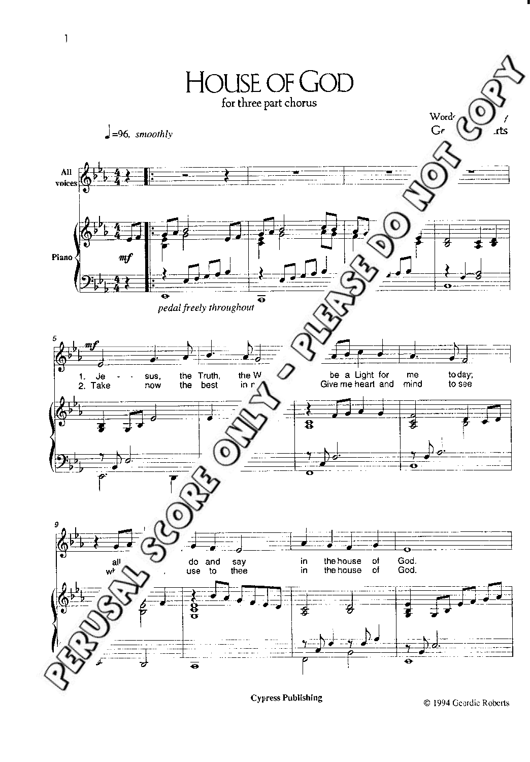# HOUSE OF GOD

for three part chorus

Words ... Ge... ...rts

♩=96, *smoothly*

All voices

Piano

*mf*

*pedal freely throughout*

*mf*

1. Je - sus, the Truth, the W... be a Light for me to day;
2. Take now the best in r... Give me heart and mind to see

all ... do and say in the house of God.
wh... use to thee in the house of God.

Cypress Publishing

© 1994 Geordie Roberts

PERUSAL SCORE ONLY - PLEASE DO NOT COPY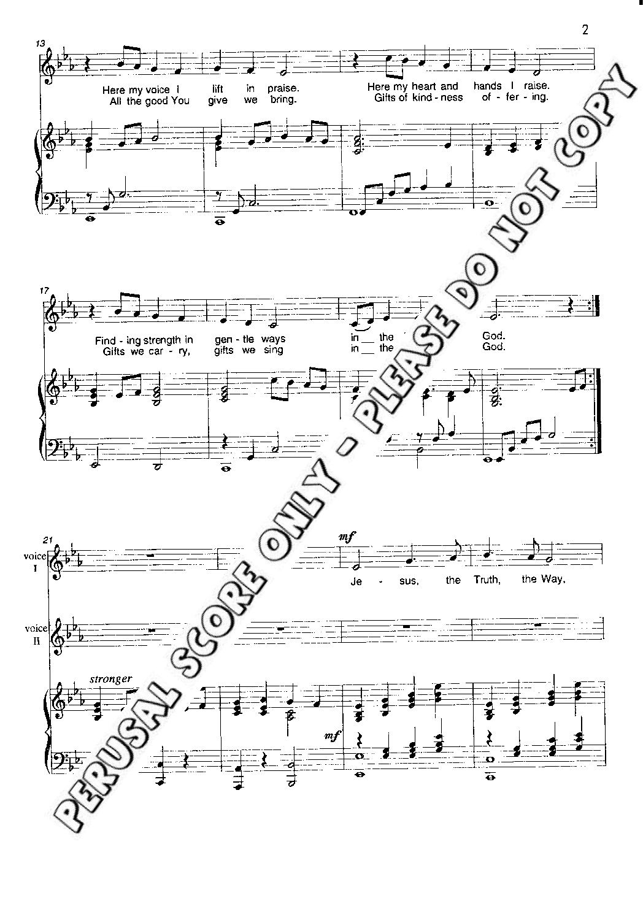Here my voice I lift in praise. Here my heart and hands I raise.
All the good You give we bring. Gifts of kind - ness of - fer - ing.

Find - ing strength in gen - tle ways in the God.
Gifts we car - ry, gifts we sing in the God.

voice I

voice II

*stronger*

*mf*

Je - sus, the Truth, the Way,

*mf*

PERUSAL SCORE ONLY - PLEASE DO NOT COPY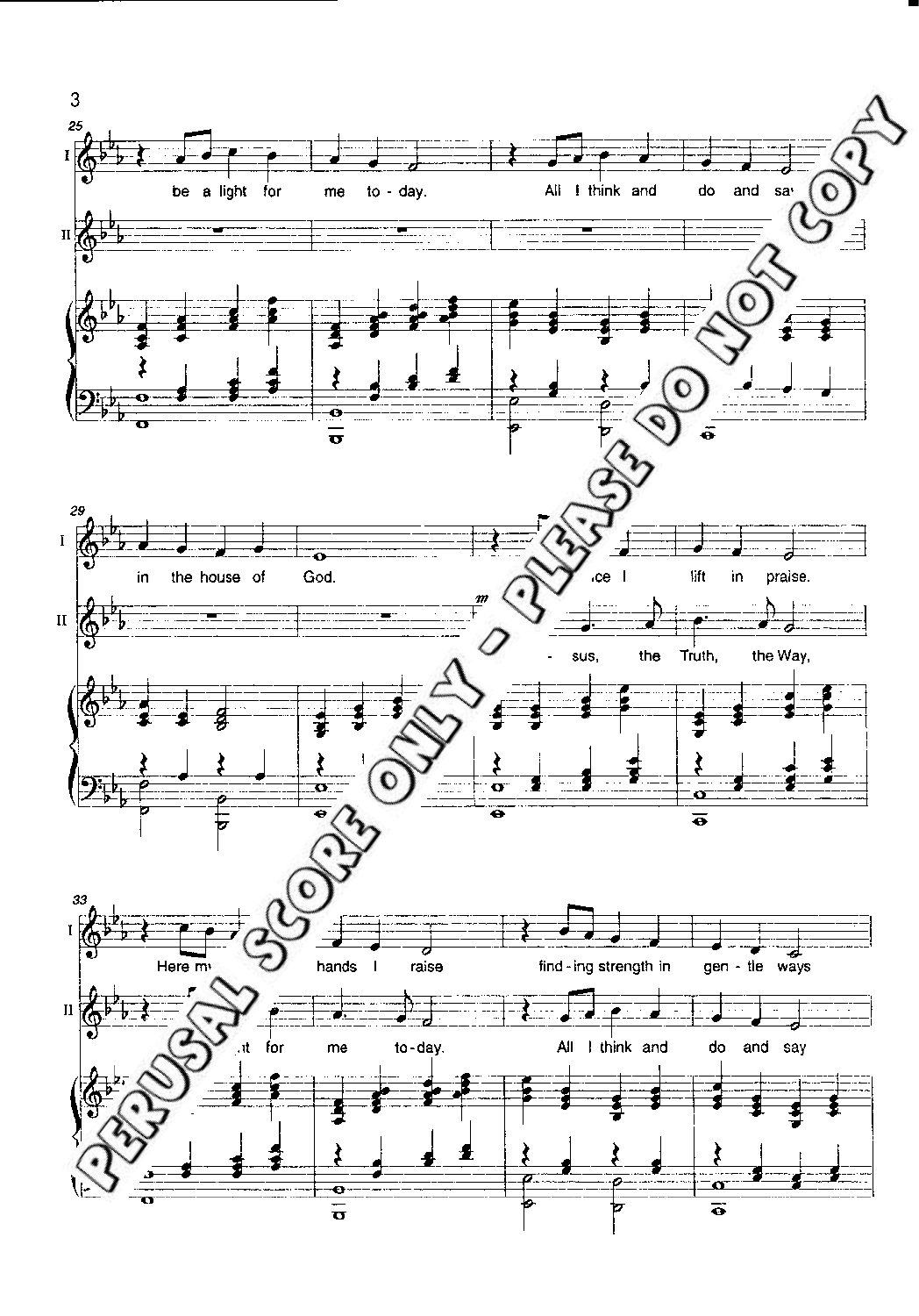PERUSAL SCORE ONLY - PLEASE DO NOT COPY

25

I: be a light for me to-day. All I think and do and say

29

I: in the house of God. ...ce I lift in praise.

II: ...sus, the Truth, the Way,

33

I: Here my... hands I raise find-ing strength in gen-tle ways

II: ...t for me to-day. All I think and do and say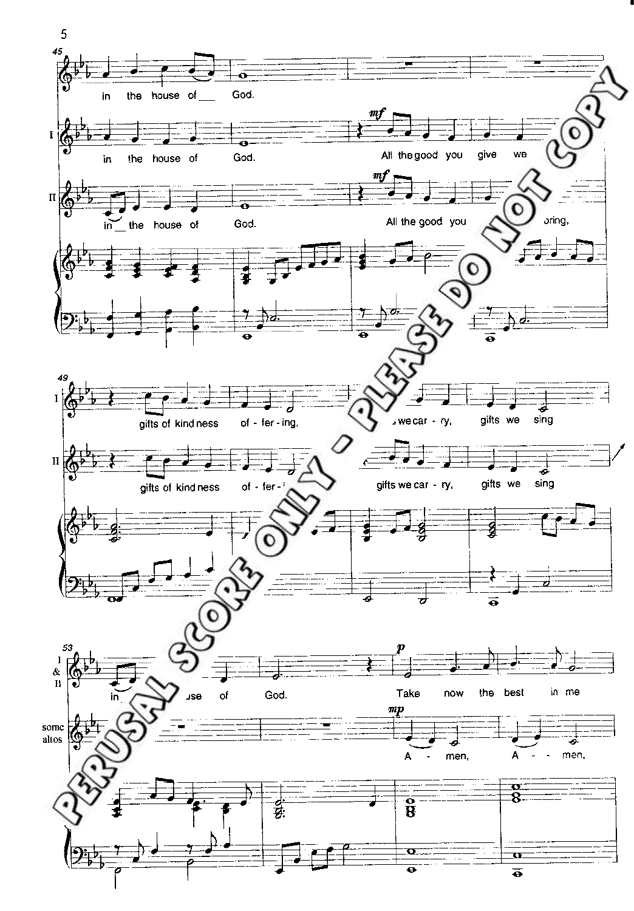in the house of God.

I: in the house of God. All the good you give we

II: in the house of God. All the good you bring,

I: gifts of kindness of-fer-ing, gifts we car-ry, gifts we sing

II: gifts of kindness of-fer-ing, gifts we car-ry, gifts we sing

I & II: in the house of God. Take now the best in me

some altos: A - men, A - men,

PERUSAL SCORE ONLY - PLEASE DO NOT COPY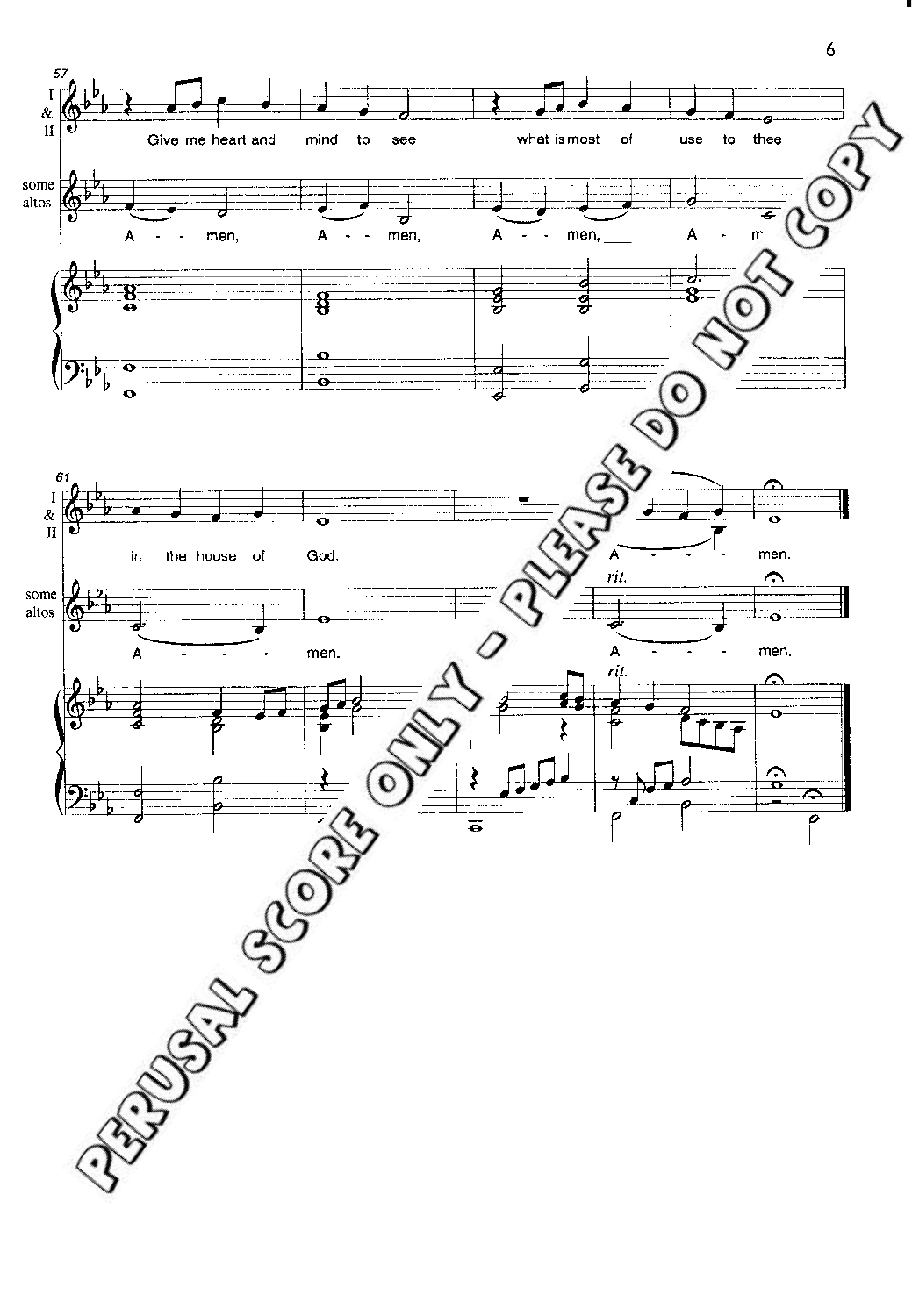57

I & II

Give me heart and mind to see what is most of use to thee

some altos

A - - men, A - - men, A - - men, A - m

61

I & II

in the house of God. A - - - men.

some altos

A - - - men. A - - - men.

rit.

PERUSAL SCORE ONLY - PLEASE DO NOT COPY